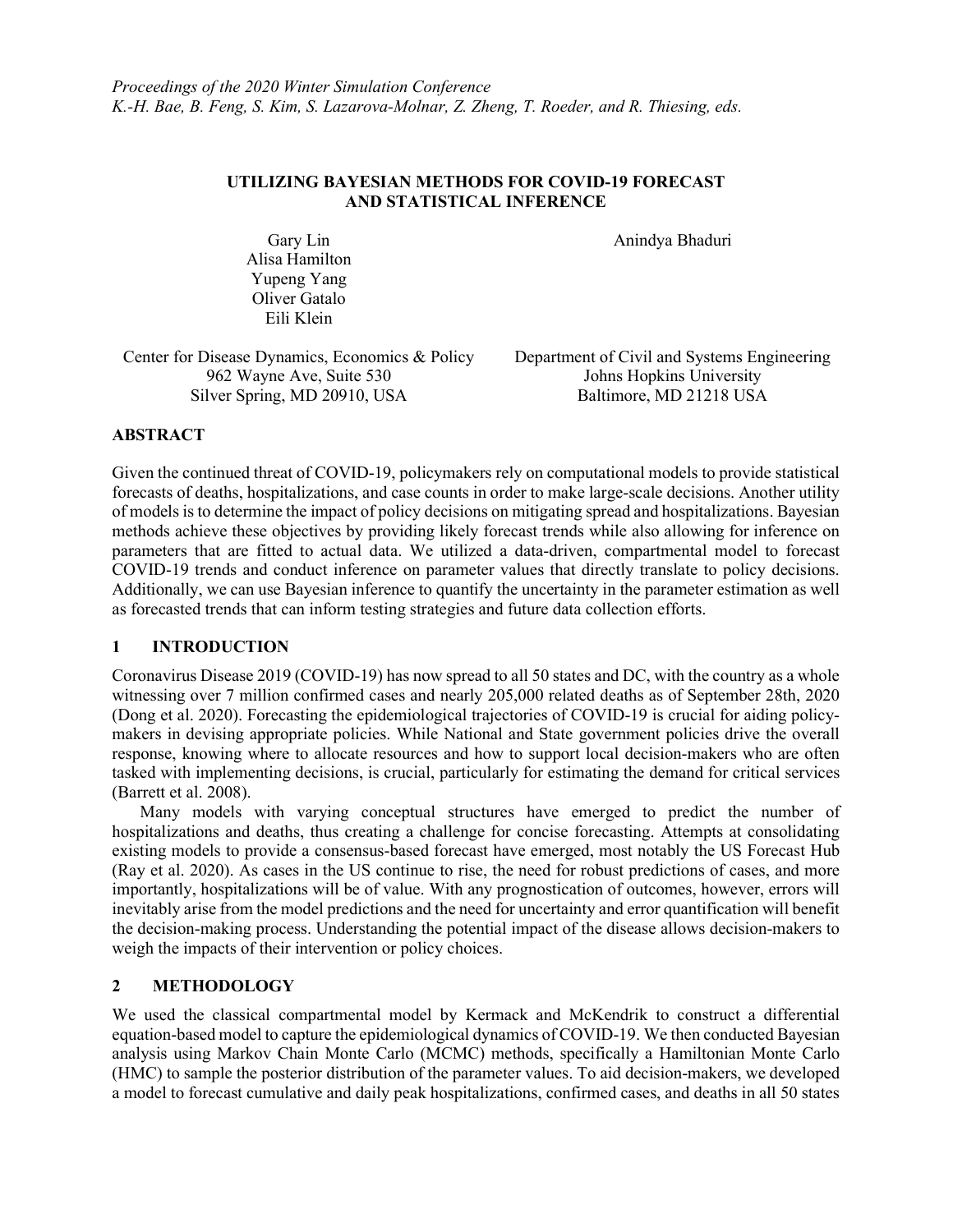*Proceedings of the 2020 Winter Simulation Conference*
*K.-H. Bae, B. Feng, S. Kim, S. Lazarova-Molnar, Z. Zheng, T. Roeder, and R. Thiesing, eds.*

# UTILIZING BAYESIAN METHODS FOR COVID-19 FORECAST AND STATISTICAL INFERENCE

Gary Lin
Alisa Hamilton
Yupeng Yang
Oliver Gatalo
Eili Klein

Center for Disease Dynamics, Economics & Policy
962 Wayne Ave, Suite 530
Silver Spring, MD 20910, USA

Anindya Bhaduri

Department of Civil and Systems Engineering
Johns Hopkins University
Baltimore, MD 21218 USA

## ABSTRACT

Given the continued threat of COVID-19, policymakers rely on computational models to provide statistical forecasts of deaths, hospitalizations, and case counts in order to make large-scale decisions. Another utility of models is to determine the impact of policy decisions on mitigating spread and hospitalizations. Bayesian methods achieve these objectives by providing likely forecast trends while also allowing for inference on parameters that are fitted to actual data. We utilized a data-driven, compartmental model to forecast COVID-19 trends and conduct inference on parameter values that directly translate to policy decisions. Additionally, we can use Bayesian inference to quantify the uncertainty in the parameter estimation as well as forecasted trends that can inform testing strategies and future data collection efforts.

## 1 INTRODUCTION

Coronavirus Disease 2019 (COVID-19) has now spread to all 50 states and DC, with the country as a whole witnessing over 7 million confirmed cases and nearly 205,000 related deaths as of September 28th, 2020 (Dong et al. 2020). Forecasting the epidemiological trajectories of COVID-19 is crucial for aiding policy-makers in devising appropriate policies. While National and State government policies drive the overall response, knowing where to allocate resources and how to support local decision-makers who are often tasked with implementing decisions, is crucial, particularly for estimating the demand for critical services (Barrett et al. 2008).

Many models with varying conceptual structures have emerged to predict the number of hospitalizations and deaths, thus creating a challenge for concise forecasting. Attempts at consolidating existing models to provide a consensus-based forecast have emerged, most notably the US Forecast Hub (Ray et al. 2020). As cases in the US continue to rise, the need for robust predictions of cases, and more importantly, hospitalizations will be of value. With any prognostication of outcomes, however, errors will inevitably arise from the model predictions and the need for uncertainty and error quantification will benefit the decision-making process. Understanding the potential impact of the disease allows decision-makers to weigh the impacts of their intervention or policy choices.

## 2 METHODOLOGY

We used the classical compartmental model by Kermack and McKendrik to construct a differential equation-based model to capture the epidemiological dynamics of COVID-19. We then conducted Bayesian analysis using Markov Chain Monte Carlo (MCMC) methods, specifically a Hamiltonian Monte Carlo (HMC) to sample the posterior distribution of the parameter values. To aid decision-makers, we developed a model to forecast cumulative and daily peak hospitalizations, confirmed cases, and deaths in all 50 states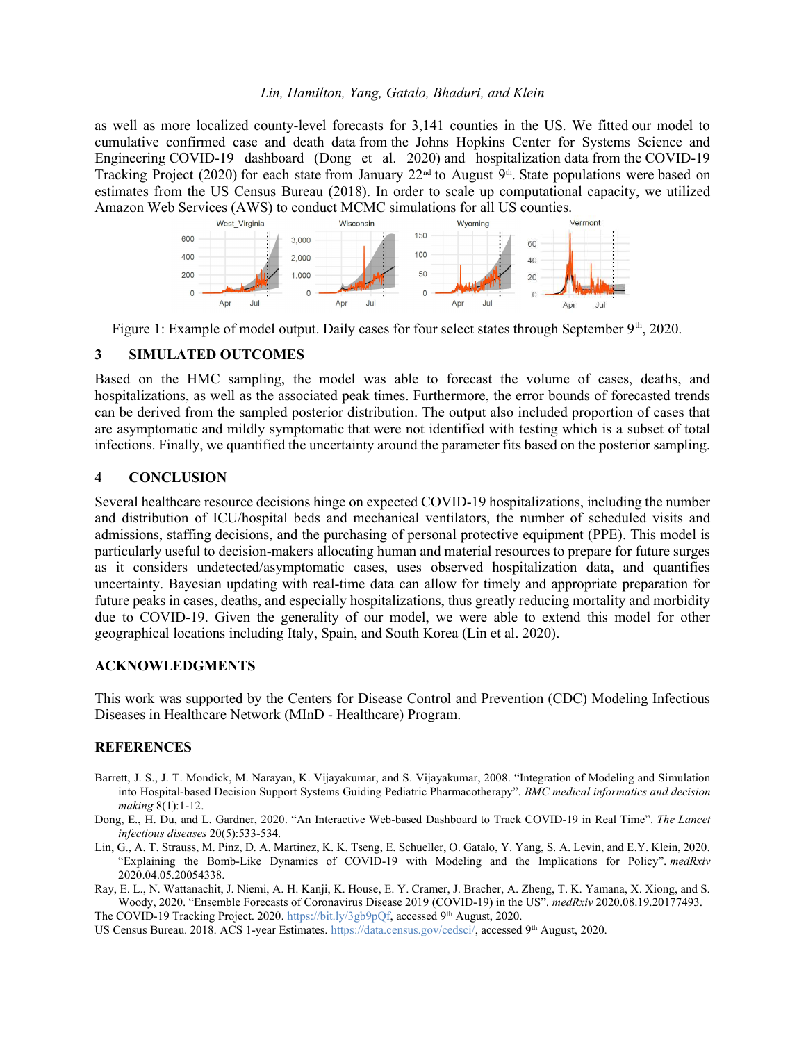as well as more localized county-level forecasts for 3,141 counties in the US. We fitted our model to cumulative confirmed case and death data from the Johns Hopkins Center for Systems Science and Engineering COVID-19 dashboard (Dong et al. 2020) and hospitalization data from the COVID-19 Tracking Project (2020) for each state from January 22nd to August 9th. State populations were based on estimates from the US Census Bureau (2018). In order to scale up computational capacity, we utilized Amazon Web Services (AWS) to conduct MCMC simulations for all US counties.

West_Virginia
600
400
200
0
Apr
Jul

Wisconsin
3,000
2,000
1,000
0
Apr
Jul

Wyoming
150
100
50
0
Apr
Jul

Vermont
60
40
20
0
Apr
Jul

Figure 1: Example of model output. Daily cases for four select states through September 9th, 2020.

## 3 SIMULATED OUTCOMES

Based on the HMC sampling, the model was able to forecast the volume of cases, deaths, and hospitalizations, as well as the associated peak times. Furthermore, the error bounds of forecasted trends can be derived from the sampled posterior distribution. The output also included proportion of cases that are asymptomatic and mildly symptomatic that were not identified with testing which is a subset of total infections. Finally, we quantified the uncertainty around the parameter fits based on the posterior sampling.

## 4 CONCLUSION

Several healthcare resource decisions hinge on expected COVID-19 hospitalizations, including the number and distribution of ICU/hospital beds and mechanical ventilators, the number of scheduled visits and admissions, staffing decisions, and the purchasing of personal protective equipment (PPE). This model is particularly useful to decision-makers allocating human and material resources to prepare for future surges as it considers undetected/asymptomatic cases, uses observed hospitalization data, and quantifies uncertainty. Bayesian updating with real-time data can allow for timely and appropriate preparation for future peaks in cases, deaths, and especially hospitalizations, thus greatly reducing mortality and morbidity due to COVID-19. Given the generality of our model, we were able to extend this model for other geographical locations including Italy, Spain, and South Korea (Lin et al. 2020).

## ACKNOWLEDGMENTS

This work was supported by the Centers for Disease Control and Prevention (CDC) Modeling Infectious Diseases in Healthcare Network (MInD - Healthcare) Program.

## REFERENCES

Barrett, J. S., J. T. Mondick, M. Narayan, K. Vijayakumar, and S. Vijayakumar, 2008. "Integration of Modeling and Simulation into Hospital-based Decision Support Systems Guiding Pediatric Pharmacotherapy". *BMC medical informatics and decision making* 8(1):1-12.

Dong, E., H. Du, and L. Gardner, 2020. "An Interactive Web-based Dashboard to Track COVID-19 in Real Time". *The Lancet infectious diseases* 20(5):533-534.

Lin, G., A. T. Strauss, M. Pinz, D. A. Martinez, K. K. Tseng, E. Schueller, O. Gatalo, Y. Yang, S. A. Levin, and E.Y. Klein, 2020. "Explaining the Bomb-Like Dynamics of COVID-19 with Modeling and the Implications for Policy". *medRxiv* 2020.04.05.20054338.

Ray, E. L., N. Wattanachit, J. Niemi, A. H. Kanji, K. House, E. Y. Cramer, J. Bracher, A. Zheng, T. K. Yamana, X. Xiong, and S. Woody, 2020. "Ensemble Forecasts of Coronavirus Disease 2019 (COVID-19) in the US". *medRxiv* 2020.08.19.20177493.

The COVID-19 Tracking Project. 2020. https://bit.ly/3gb9pQf, accessed 9th August, 2020.

US Census Bureau. 2018. ACS 1-year Estimates. https://data.census.gov/cedsci/, accessed 9th August, 2020.